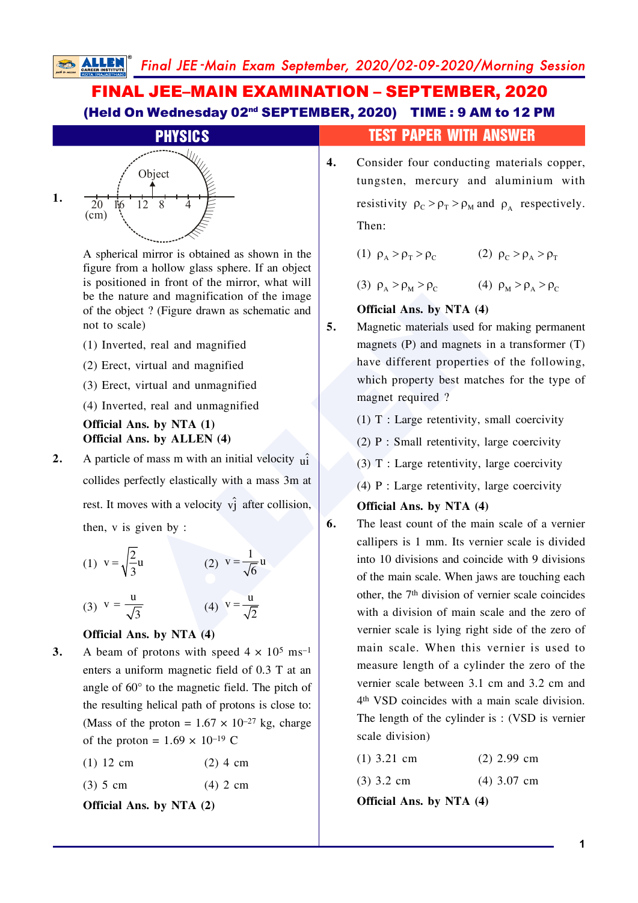# FINAL JEE–MAIN EXAMINATION – SEPTEMBER, 2020

### (Held On Wednesday 02nd SEPTEMBER, 2020) TIME : 9 AM to 12 PM

## PHYSICS

## TEST PAPER WITH ANSWER

**1.**

Object

20 16 12 8 4
(cm)

A spherical mirror is obtained as shown in the figure from a hollow glass sphere. If an object is positioned in front of the mirror, what will be the nature and magnification of the image of the object ? (Figure drawn as schematic and not to scale)

(1) Inverted, real and magnified

(2) Erect, virtual and magnified

(3) Erect, virtual and unmagnified

(4) Inverted, real and unmagnified

**Official Ans. by NTA (1)**
**Official Ans. by ALLEN (4)**

**2.** A particle of mass m with an initial velocity $u\hat{i}$ collides perfectly elastically with a mass 3m at rest. It moves with a velocity $v\hat{j}$ after collision, then, v is given by :

(1) $v = \sqrt{\frac{2}{3}}u$ (2) $v = \frac{1}{\sqrt{6}}u$

(3) $v = \frac{u}{\sqrt{3}}$ (4) $v = \frac{u}{\sqrt{2}}$

**Official Ans. by NTA (4)**

**3.** A beam of protons with speed $4 \times 10^5$ ms$^{-1}$ enters a uniform magnetic field of 0.3 T at an angle of 60° to the magnetic field. The pitch of the resulting helical path of protons is close to: (Mass of the proton = $1.67 \times 10^{-27}$ kg, charge of the proton = $1.69 \times 10^{-19}$ C

(1) 12 cm (2) 4 cm

(3) 5 cm (4) 2 cm

**Official Ans. by NTA (2)**

**4.** Consider four conducting materials copper, tungsten, mercury and aluminium with resistivity $\rho_C > \rho_T > \rho_M$ and $\rho_A$ respectively. Then:

(1) $\rho_A > \rho_T > \rho_C$ (2) $\rho_C > \rho_A > \rho_T$

(3) $\rho_A > \rho_M > \rho_C$ (4) $\rho_M > \rho_A > \rho_C$

**Official Ans. by NTA (4)**

**5.** Magnetic materials used for making permanent magnets (P) and magnets in a transformer (T) have different properties of the following, which property best matches for the type of magnet required ?

(1) T : Large retentivity, small coercivity

(2) P : Small retentivity, large coercivity

(3) T : Large retentivity, large coercivity

(4) P : Large retentivity, large coercivity

**Official Ans. by NTA (4)**

**6.** The least count of the main scale of a vernier callipers is 1 mm. Its vernier scale is divided into 10 divisions and coincide with 9 divisions of the main scale. When jaws are touching each other, the 7th division of vernier scale coincides with a division of main scale and the zero of vernier scale is lying right side of the zero of main scale. When this vernier is used to measure length of a cylinder the zero of the vernier scale between 3.1 cm and 3.2 cm and 4th VSD coincides with a main scale division. The length of the cylinder is : (VSD is vernier scale division)

(1) 3.21 cm (2) 2.99 cm

(3) 3.2 cm (4) 3.07 cm

**Official Ans. by NTA (4)**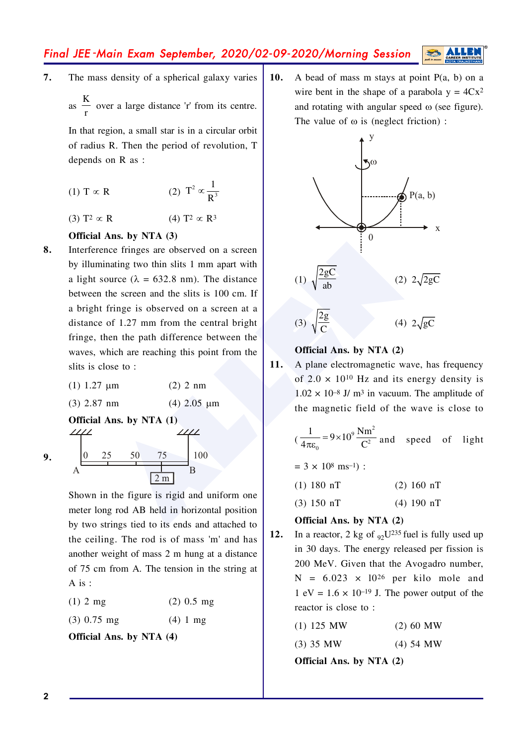**7.** The mass density of a spherical galaxy varies as $\frac{K}{r}$ over a large distance 'r' from its centre. In that region, a small star is in a circular orbit of radius R. Then the period of revolution, T depends on R as :

(1) $T \propto R$ (2) $T^2 \propto \frac{1}{R^3}$

(3) $T^2 \propto R$ (4) $T^2 \propto R^3$

**Official Ans. by NTA (3)**

**8.** Interference fringes are observed on a screen by illuminating two thin slits 1 mm apart with a light source ($\lambda$ = 632.8 nm). The distance between the screen and the slits is 100 cm. If a bright fringe is observed on a screen at a distance of 1.27 mm from the central bright fringe, then the path difference between the waves, which are reaching this point from the slits is close to :

(1) 1.27 μm (2) 2 nm

(3) 2.87 nm (4) 2.05 μm

**Official Ans. by NTA (1)**

**9.** A 0 25 50 75 100 B, 2 m

Shown in the figure is rigid and uniform one meter long rod AB held in horizontal position by two strings tied to its ends and attached to the ceiling. The rod is of mass 'm' and has another weight of mass 2 m hung at a distance of 75 cm from A. The tension in the string at A is :

(1) 2 mg (2) 0.5 mg

(3) 0.75 mg (4) 1 mg

**Official Ans. by NTA (4)**

**10.** A bead of mass m stays at point P(a, b) on a wire bent in the shape of a parabola $y = 4Cx^2$ and rotating with angular speed $\omega$ (see figure). The value of $\omega$ is (neglect friction) :

y, ω, P(a, b), x, 0

(1) $\sqrt{\frac{2gC}{ab}}$ (2) $2\sqrt{2gC}$

(3) $\sqrt{\frac{2g}{C}}$ (4) $2\sqrt{gC}$

**Official Ans. by NTA (2)**

**11.** A plane electromagnetic wave, has frequency of $2.0 \times 10^{10}$ Hz and its energy density is $1.02 \times 10^{-8}$ J/ m³ in vacuum. The amplitude of the magnetic field of the wave is close to ($\frac{1}{4\pi\varepsilon_0} = 9 \times 10^9 \frac{Nm^2}{C^2}$ and speed of light $= 3 \times 10^8$ ms⁻¹) :

(1) 180 nT (2) 160 nT

(3) 150 nT (4) 190 nT

**Official Ans. by NTA (2)**

**12.** In a reactor, 2 kg of $_{92}U^{235}$ fuel is fully used up in 30 days. The energy released per fission is 200 MeV. Given that the Avogadro number, N = $6.023 \times 10^{26}$ per kilo mole and 1 eV = $1.6 \times 10^{-19}$ J. The power output of the reactor is close to :

(1) 125 MW (2) 60 MW

(3) 35 MW (4) 54 MW

**Official Ans. by NTA (2)**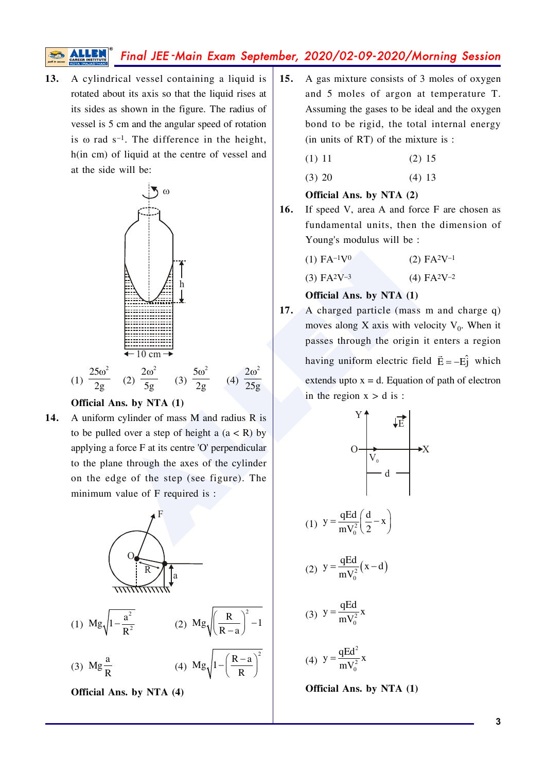**13.** A cylindrical vessel containing a liquid is rotated about its axis so that the liquid rises at its sides as shown in the figure. The radius of vessel is 5 cm and the angular speed of rotation is ω rad $s^{-1}$. The difference in the height, h(in cm) of liquid at the centre of vessel and at the side will be:

(1) $\frac{25\omega^2}{2g}$ (2) $\frac{2\omega^2}{5g}$ (3) $\frac{5\omega^2}{2g}$ (4) $\frac{2\omega^2}{25g}$

**Official Ans. by NTA (1)**

**14.** A uniform cylinder of mass M and radius R is to be pulled over a step of height a (a < R) by applying a force F at its centre 'O' perpendicular to the plane through the axes of the cylinder on the edge of the step (see figure). The minimum value of F required is :

(1) $Mg\sqrt{1-\frac{a^2}{R^2}}$

(2) $Mg\sqrt{\left(\frac{R}{R-a}\right)^2-1}$

(3) $Mg\frac{a}{R}$

(4) $Mg\sqrt{1-\left(\frac{R-a}{R}\right)^2}$

**Official Ans. by NTA (4)**

**15.** A gas mixture consists of 3 moles of oxygen and 5 moles of argon at temperature T. Assuming the gases to be ideal and the oxygen bond to be rigid, the total internal energy (in units of RT) of the mixture is :

(1) 11 (2) 15

(3) 20 (4) 13

**Official Ans. by NTA (2)**

**16.** If speed V, area A and force F are chosen as fundamental units, then the dimension of Young's modulus will be :

(1) $FA^{-1}V^0$ (2) $FA^2V^{-1}$

(3) $FA^2V^{-3}$ (4) $FA^2V^{-2}$

**Official Ans. by NTA (1)**

**17.** A charged particle (mass m and charge q) moves along X axis with velocity $V_0$. When it passes through the origin it enters a region having uniform electric field $\vec{E} = -E\hat{j}$ which extends upto x = d. Equation of path of electron in the region x > d is :

(1) $y = \frac{qEd}{mV_0^2}\left(\frac{d}{2}-x\right)$

(2) $y = \frac{qEd}{mV_0^2}(x-d)$

(3) $y = \frac{qEd}{mV_0^2}x$

(4) $y = \frac{qEd^2}{mV_0^2}x$

**Official Ans. by NTA (1)**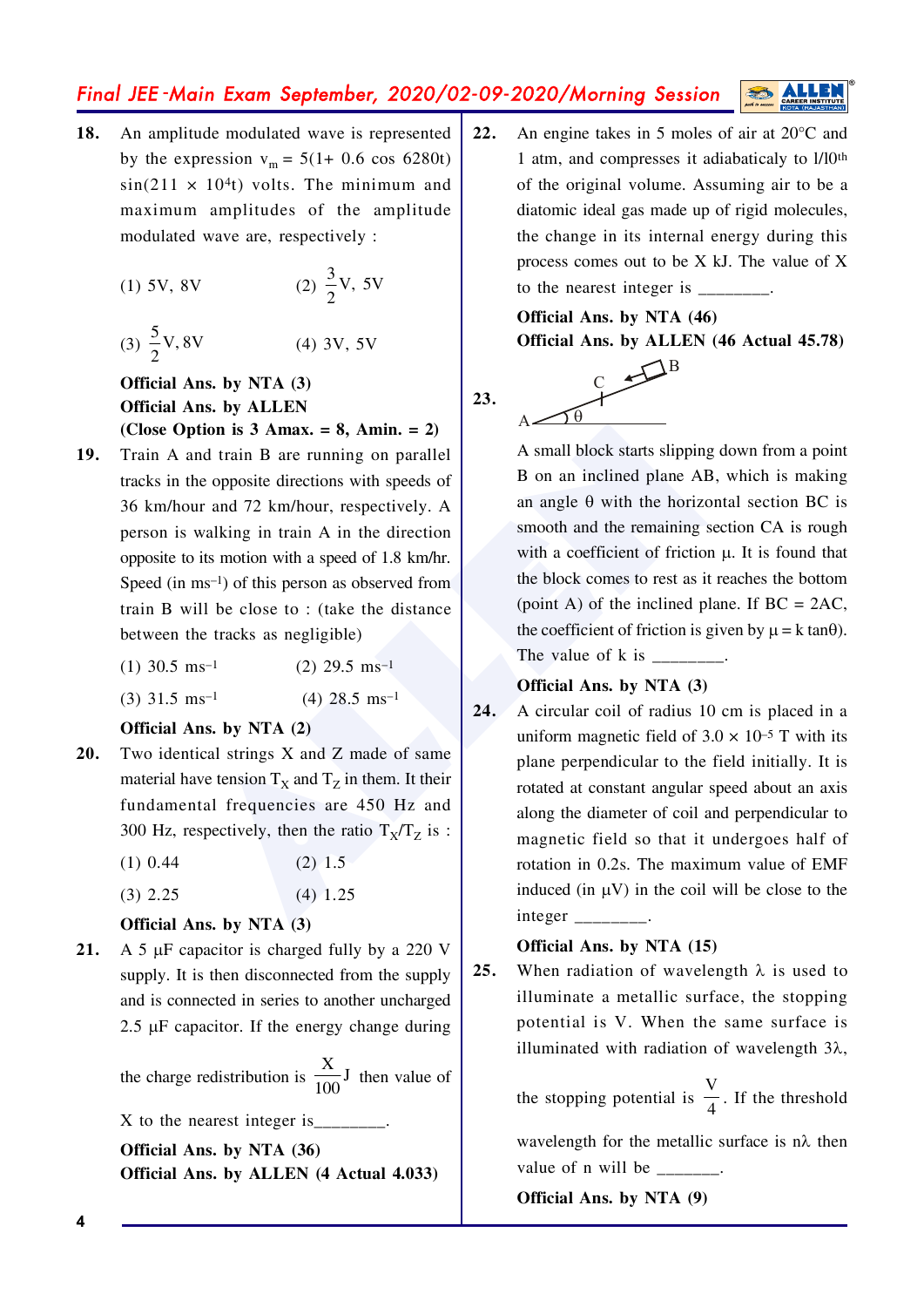**18.** An amplitude modulated wave is represented by the expression $v_m = 5(1+ 0.6 \cos 6280t) \sin(211 \times 10^4 t)$ volts. The minimum and maximum amplitudes of the amplitude modulated wave are, respectively :

(1) 5V, 8V

(2) $\frac{3}{2}$V, 5V

(3) $\frac{5}{2}$V, 8V

(4) 3V, 5V

**Official Ans. by NTA (3)**

**Official Ans. by ALLEN**

**(Close Option is 3 Amax. = 8, Amin. = 2)**

**19.** Train A and train B are running on parallel tracks in the opposite directions with speeds of 36 km/hour and 72 km/hour, respectively. A person is walking in train A in the direction opposite to its motion with a speed of 1.8 km/hr. Speed (in $ms^{-1}$) of this person as observed from train B will be close to : (take the distance between the tracks as negligible)

(1) 30.5 $ms^{-1}$

(2) 29.5 $ms^{-1}$

(3) 31.5 $ms^{-1}$

(4) 28.5 $ms^{-1}$

**Official Ans. by NTA (2)**

**20.** Two identical strings X and Z made of same material have tension $T_X$ and $T_Z$ in them. It their fundamental frequencies are 450 Hz and 300 Hz, respectively, then the ratio $T_X/T_Z$ is :

(1) 0.44

(2) 1.5

(3) 2.25

(4) 1.25

**Official Ans. by NTA (3)**

**21.** A 5 μF capacitor is charged fully by a 220 V supply. It is then disconnected from the supply and is connected in series to another uncharged 2.5 μF capacitor. If the energy change during the charge redistribution is $\frac{X}{100}$J then value of X to the nearest integer is________.

**Official Ans. by NTA (36)**

**Official Ans. by ALLEN (4 Actual 4.033)**

**22.** An engine takes in 5 moles of air at 20°C and 1 atm, and compresses it adiabaticaly to 1/10$^{th}$ of the original volume. Assuming air to be a diatomic ideal gas made up of rigid molecules, the change in its internal energy during this process comes out to be X kJ. The value of X to the nearest integer is ________.

**Official Ans. by NTA (46)**

**Official Ans. by ALLEN (46 Actual 45.78)**

**23.**

A
C
B
θ

A small block starts slipping down from a point B on an inclined plane AB, which is making an angle θ with the horizontal section BC is smooth and the remaining section CA is rough with a coefficient of friction μ. It is found that the block comes to rest as it reaches the bottom (point A) of the inclined plane. If BC = 2AC, the coefficient of friction is given by $\mu = k \tan\theta$). The value of k is ________.

**Official Ans. by NTA (3)**

**24.** A circular coil of radius 10 cm is placed in a uniform magnetic field of $3.0 \times 10^{-5}$ T with its plane perpendicular to the field initially. It is rotated at constant angular speed about an axis along the diameter of coil and perpendicular to magnetic field so that it undergoes half of rotation in 0.2s. The maximum value of EMF induced (in μV) in the coil will be close to the integer ________.

**Official Ans. by NTA (15)**

**25.** When radiation of wavelength λ is used to illuminate a metallic surface, the stopping potential is V. When the same surface is illuminated with radiation of wavelength 3λ, the stopping potential is $\frac{V}{4}$. If the threshold wavelength for the metallic surface is nλ then value of n will be _______.

**Official Ans. by NTA (9)**